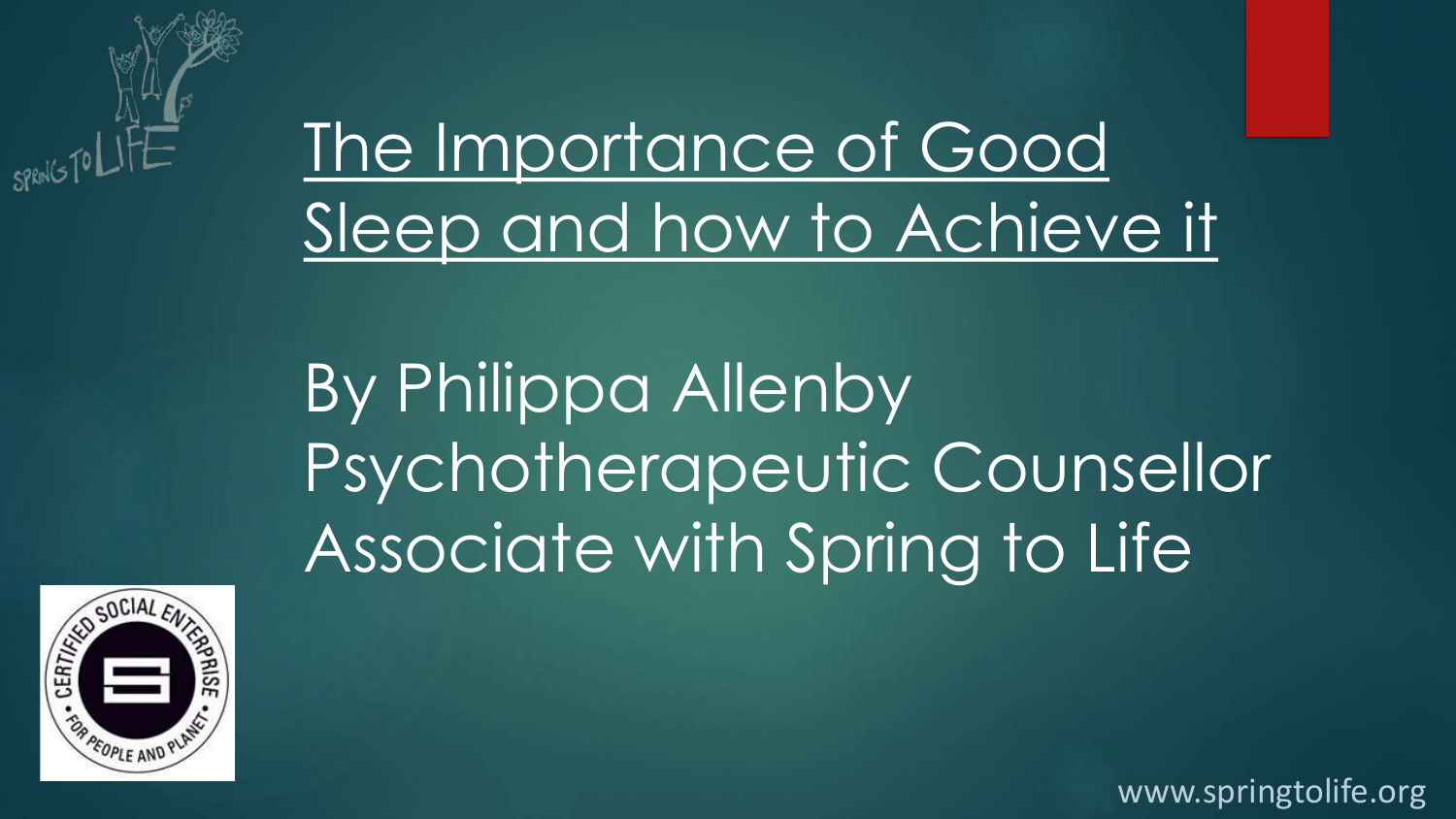# The Importance of Good Sleep and how to Achieve it

By Philippa Allenby
Psychotherapeutic Counsellor
Associate with Spring to Life

www.springtolife.org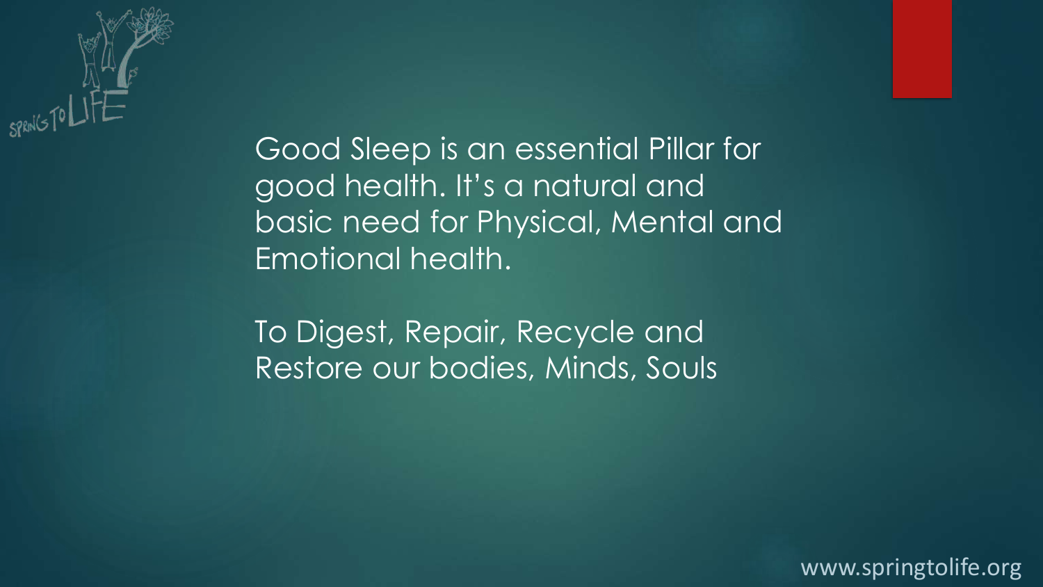Good Sleep is an essential Pillar for good health. It's a natural and basic need for Physical, Mental and Emotional health.

To Digest, Repair, Recycle and Restore our bodies, Minds, Souls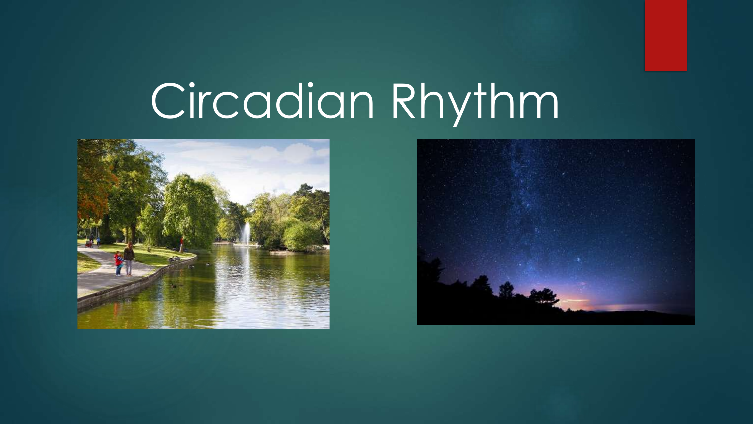# Circadian Rhythm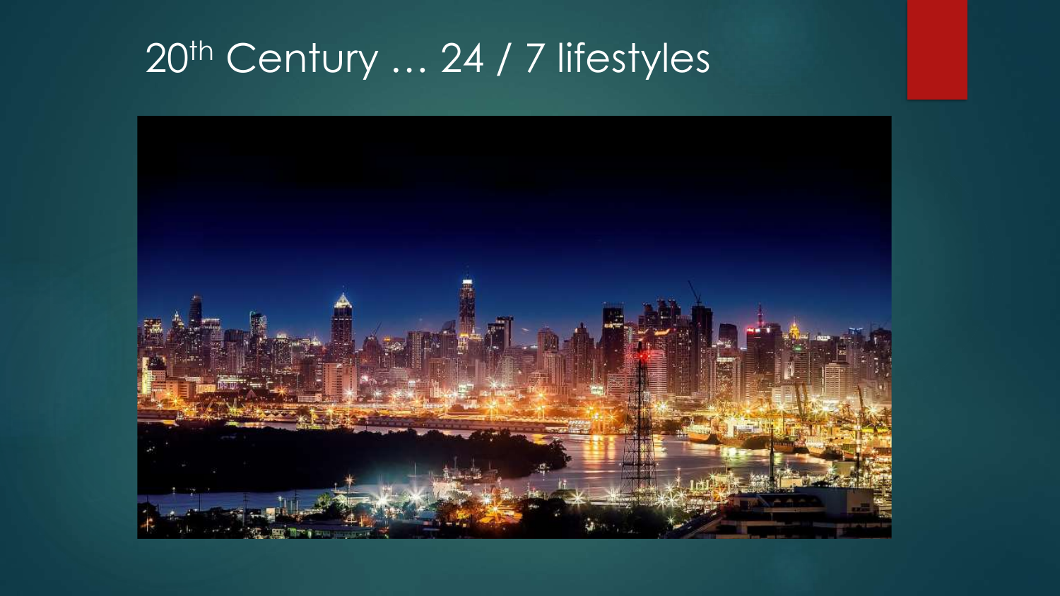# $20^{th}$ Century … 24 / 7 lifestyles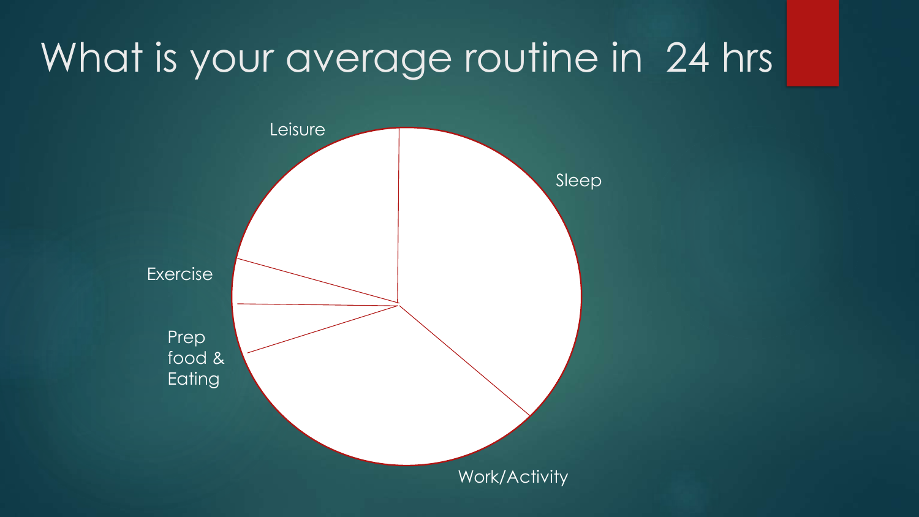# What is your average routine in 24 hrs

- Leisure
- Sleep
- Exercise
- Prep food & Eating
- Work/Activity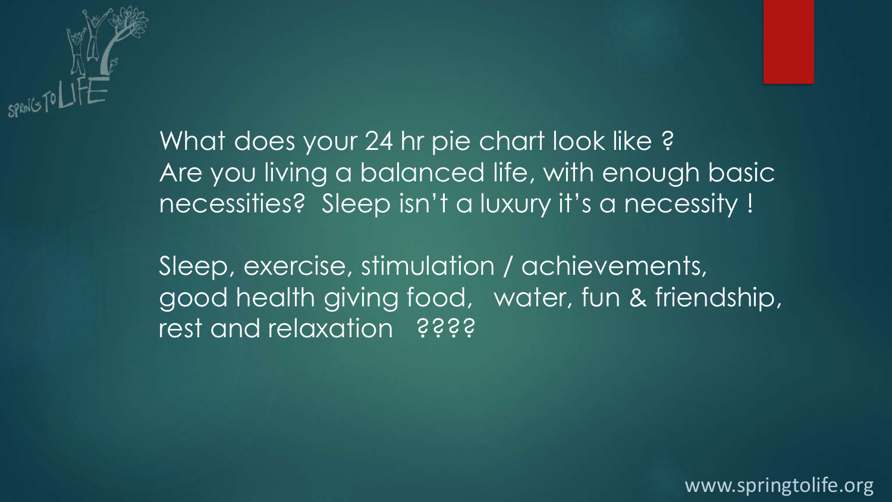What does your 24 hr pie chart look like ?
Are you living a balanced life, with enough basic necessities? Sleep isn't a luxury it's a necessity !

Sleep, exercise, stimulation / achievements, good health giving food, water, fun & friendship, rest and relaxation ????

www.springtolife.org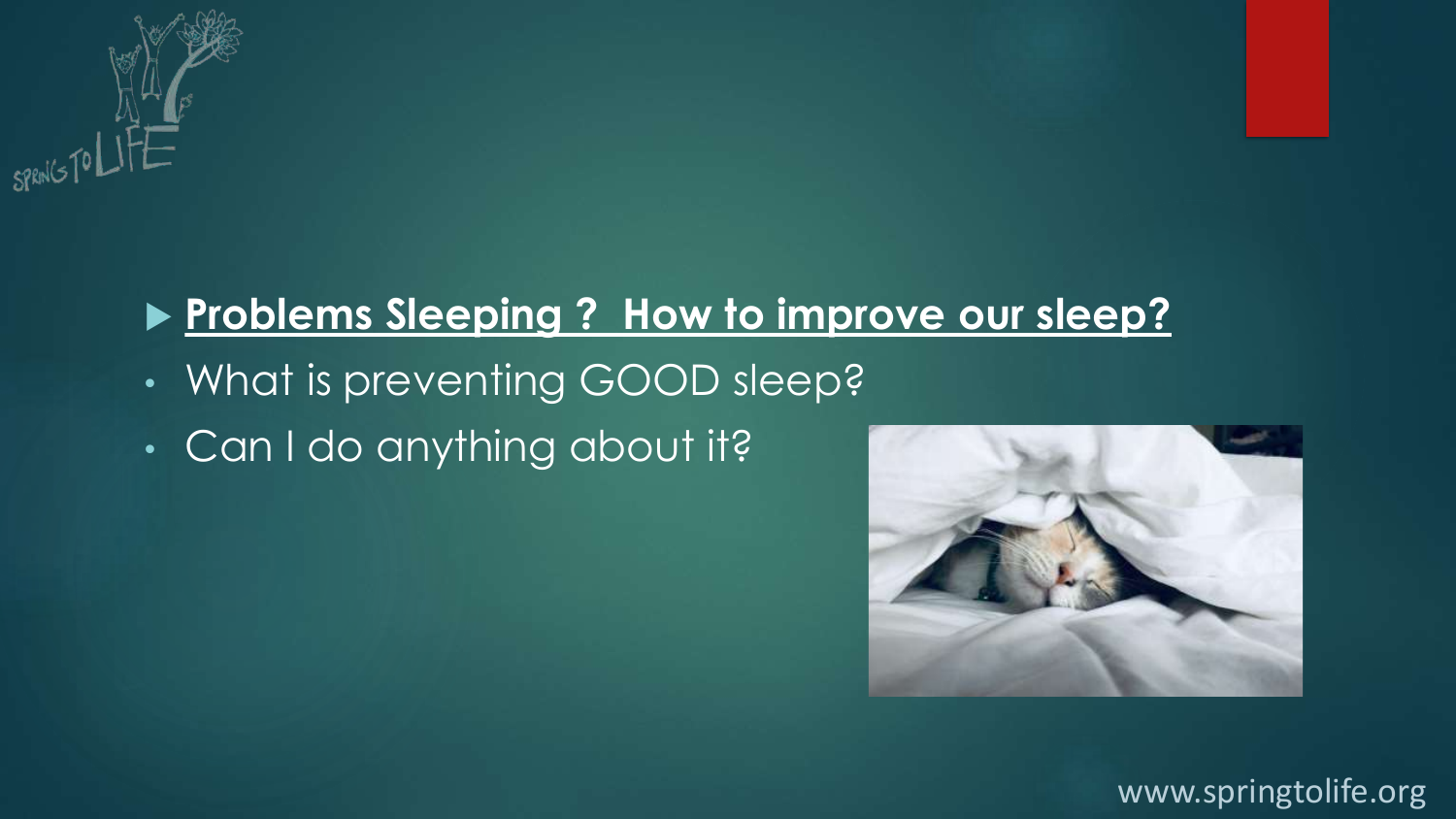## **Problems Sleeping ? How to improve our sleep?**

- What is preventing GOOD sleep?
- Can I do anything about it?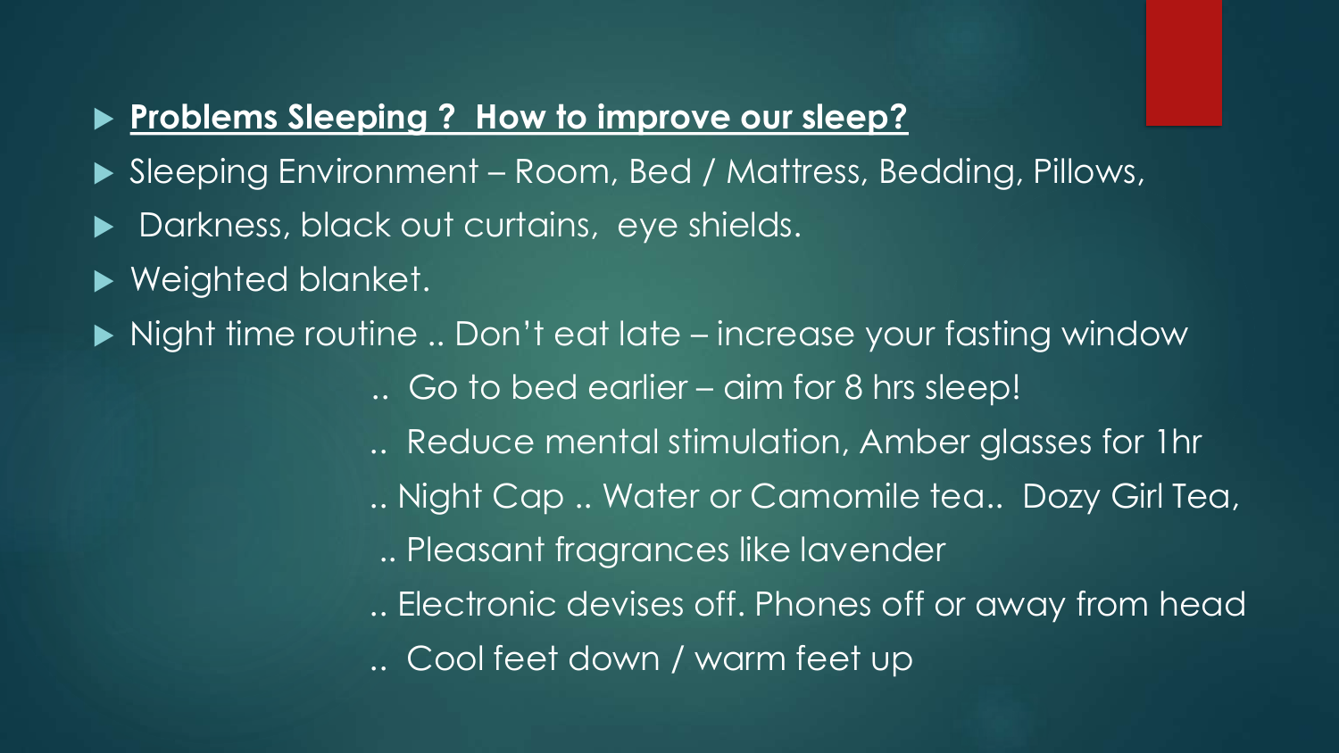- **Problems Sleeping ? How to improve our sleep?**
- Sleeping Environment – Room, Bed / Mattress, Bedding, Pillows,
- Darkness, black out curtains, eye shields.
- Weighted blanket.
- Night time routine .. Don't eat late – increase your fasting window
  - .. Go to bed earlier – aim for 8 hrs sleep!
  - .. Reduce mental stimulation, Amber glasses for 1hr
  - .. Night Cap .. Water or Camomile tea.. Dozy Girl Tea,
  - .. Pleasant fragrances like lavender
  - .. Electronic devises off. Phones off or away from head
  - .. Cool feet down / warm feet up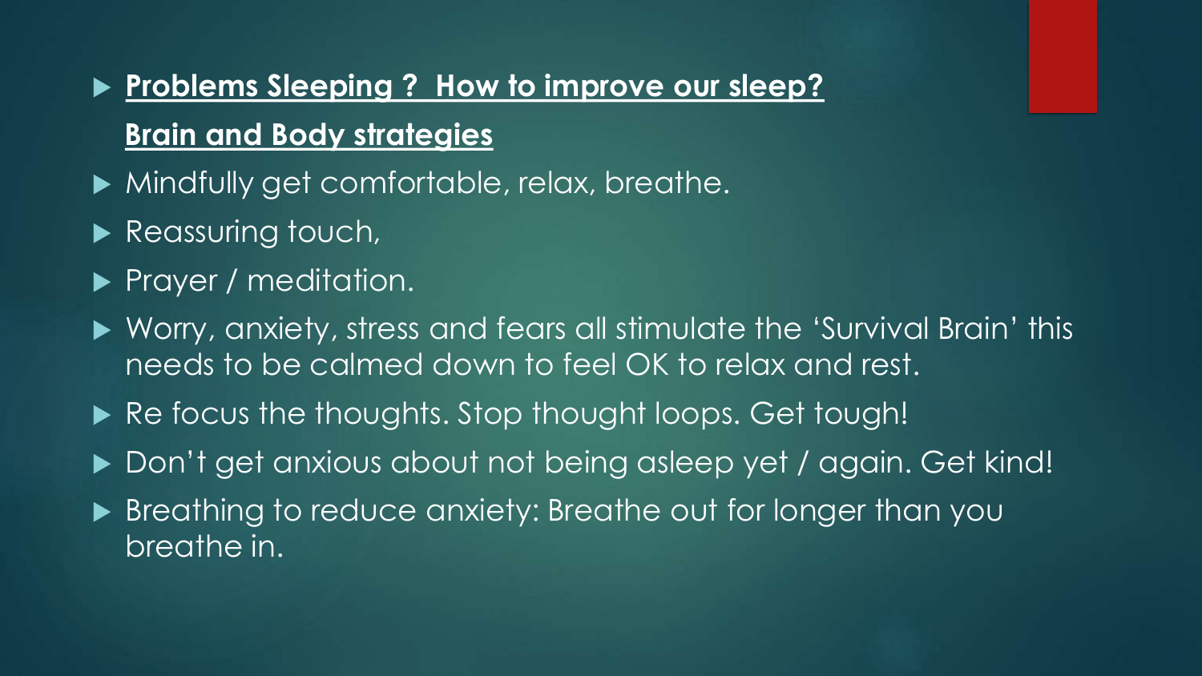- **Problems Sleeping ? How to improve our sleep?**

  **Brain and Body strategies**

- Mindfully get comfortable, relax, breathe.
- Reassuring touch,
- Prayer / meditation.
- Worry, anxiety, stress and fears all stimulate the 'Survival Brain' this needs to be calmed down to feel OK to relax and rest.
- Re focus the thoughts. Stop thought loops. Get tough!
- Don't get anxious about not being asleep yet / again. Get kind!
- Breathing to reduce anxiety: Breathe out for longer than you breathe in.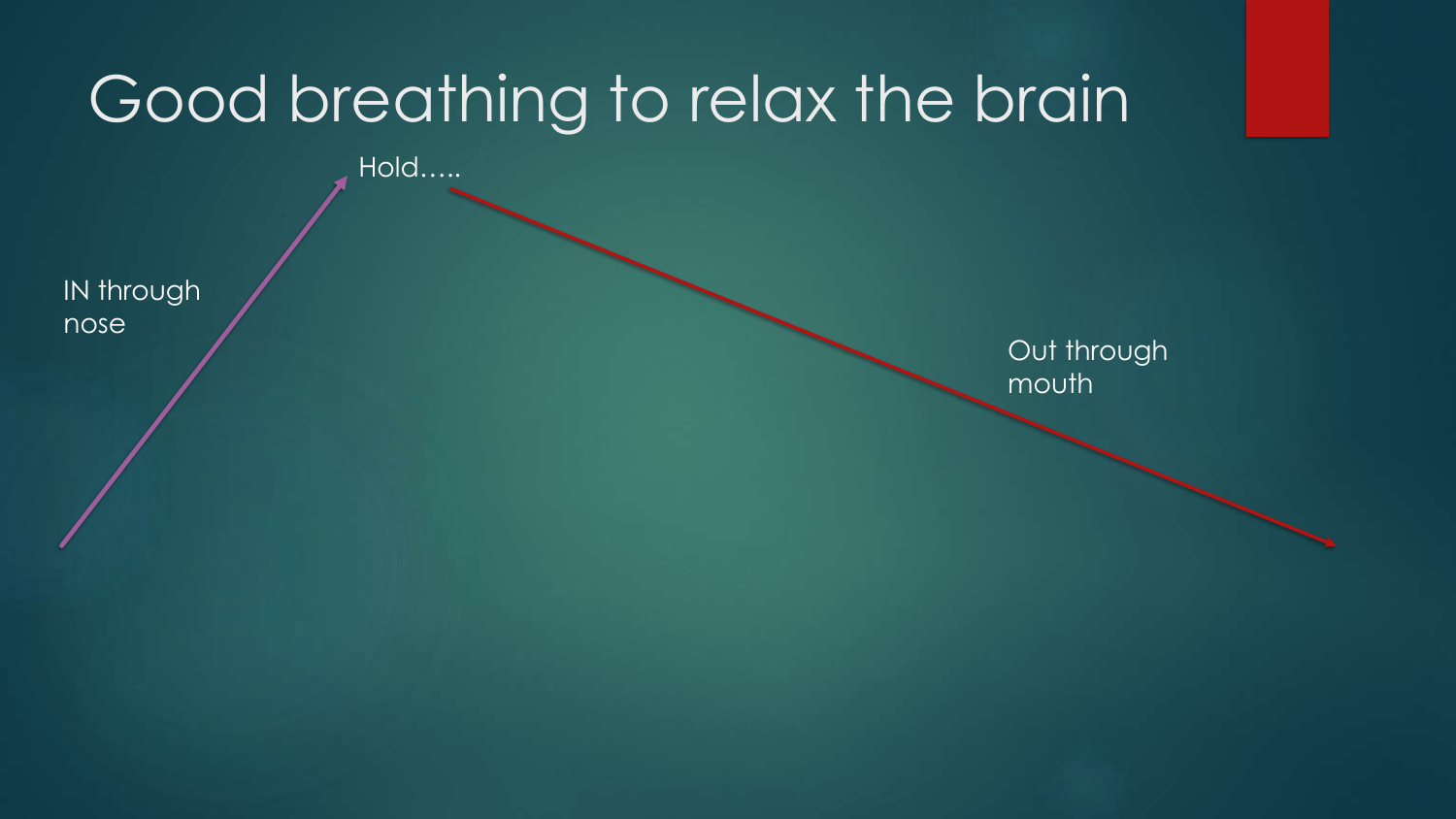# Good breathing to relax the brain

IN through nose

Hold…..

Out through mouth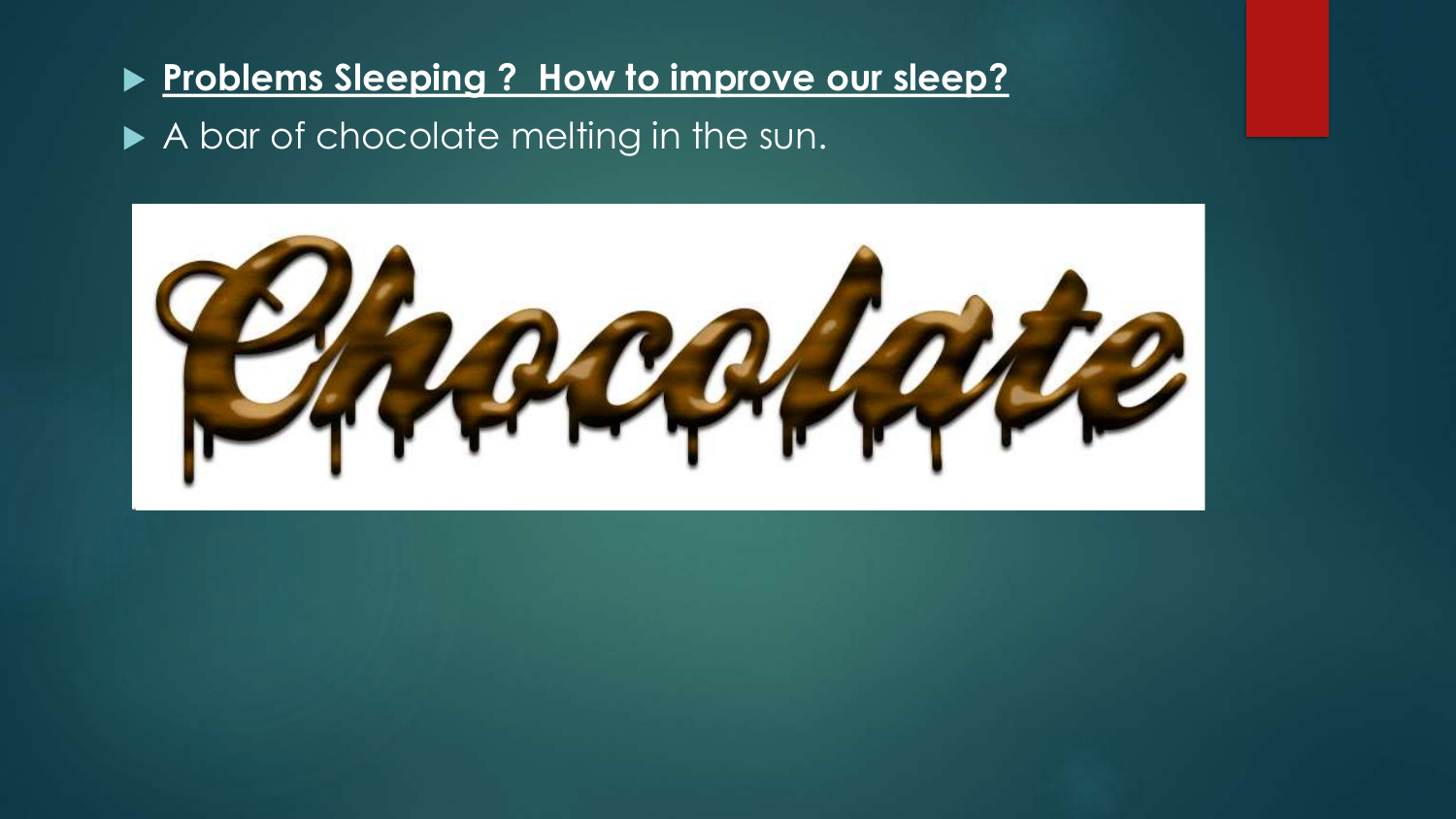- **Problems Sleeping ? How to improve our sleep?**
- A bar of chocolate melting in the sun.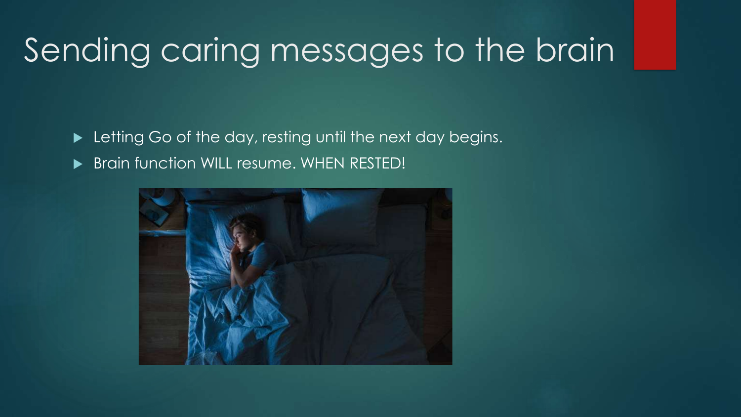# Sending caring messages to the brain

- Letting Go of the day, resting until the next day begins.
- Brain function WILL resume. WHEN RESTED!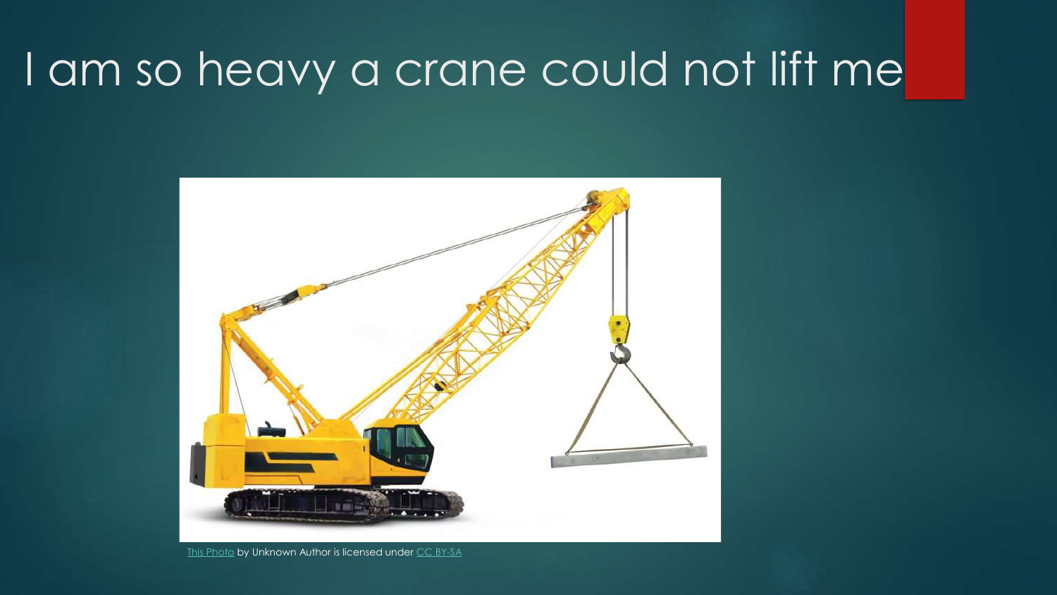# I am so heavy a crane could not lift me

This Photo by Unknown Author is licensed under CC BY-SA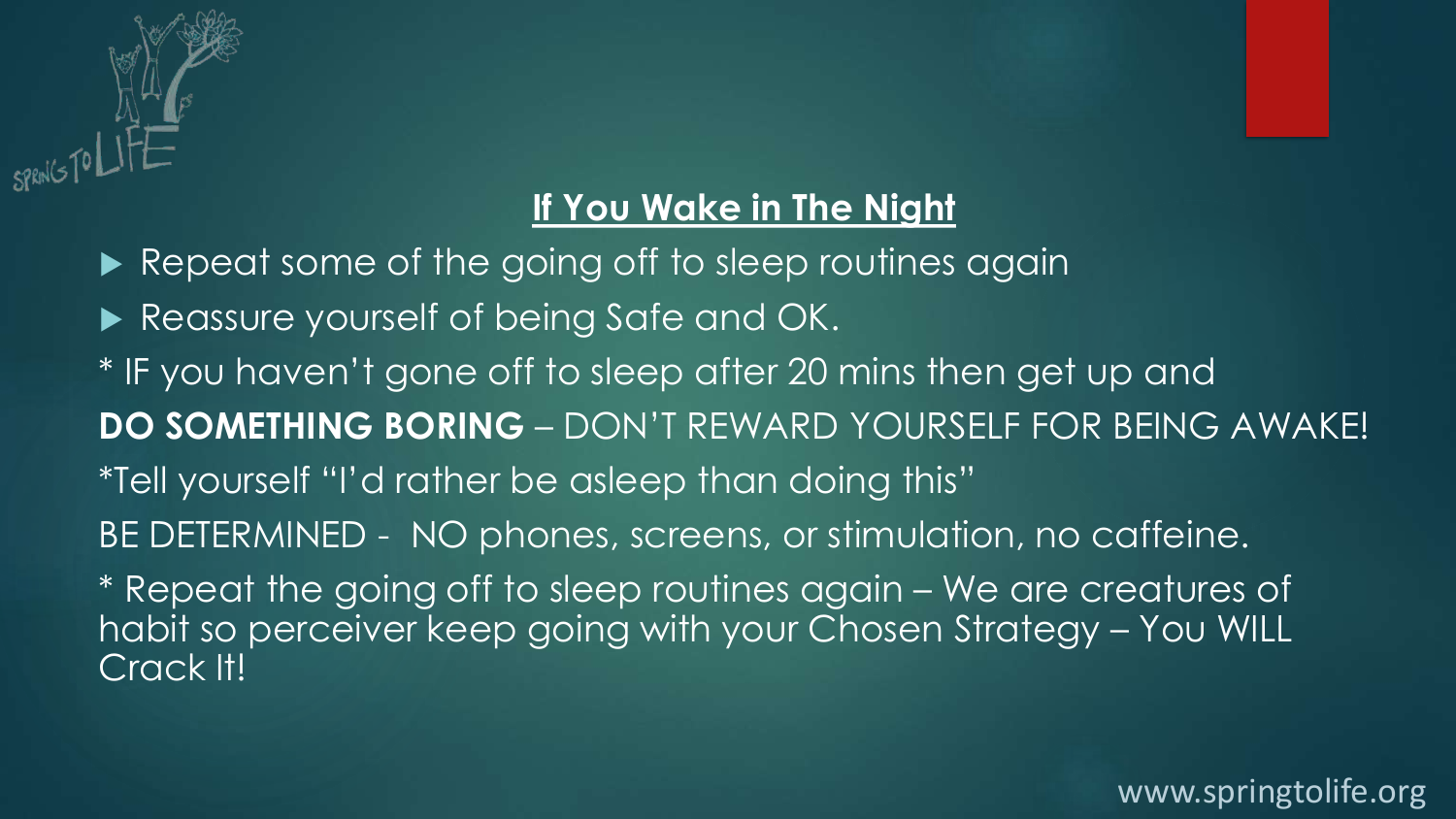## If You Wake in The Night

- Repeat some of the going off to sleep routines again
- Reassure yourself of being Safe and OK.

* IF you haven't gone off to sleep after 20 mins then get up and

**DO SOMETHING BORING** – DON'T REWARD YOURSELF FOR BEING AWAKE!

*Tell yourself "I'd rather be asleep than doing this"

BE DETERMINED - NO phones, screens, or stimulation, no caffeine.

* Repeat the going off to sleep routines again – We are creatures of habit so perceiver keep going with your Chosen Strategy – You WILL Crack It!

www.springtolife.org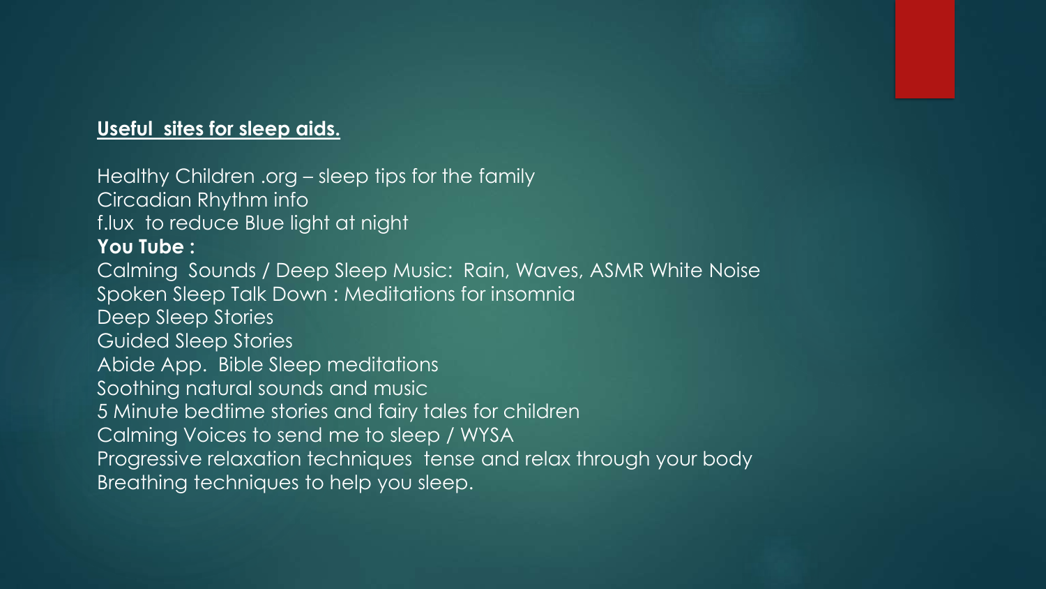**Useful sites for sleep aids.**

Healthy Children .org – sleep tips for the family
Circadian Rhythm info
f.lux to reduce Blue light at night
**You Tube :**
Calming Sounds / Deep Sleep Music: Rain, Waves, ASMR White Noise
Spoken Sleep Talk Down : Meditations for insomnia
Deep Sleep Stories
Guided Sleep Stories
Abide App. Bible Sleep meditations
Soothing natural sounds and music
5 Minute bedtime stories and fairy tales for children
Calming Voices to send me to sleep / WYSA
Progressive relaxation techniques tense and relax through your body
Breathing techniques to help you sleep.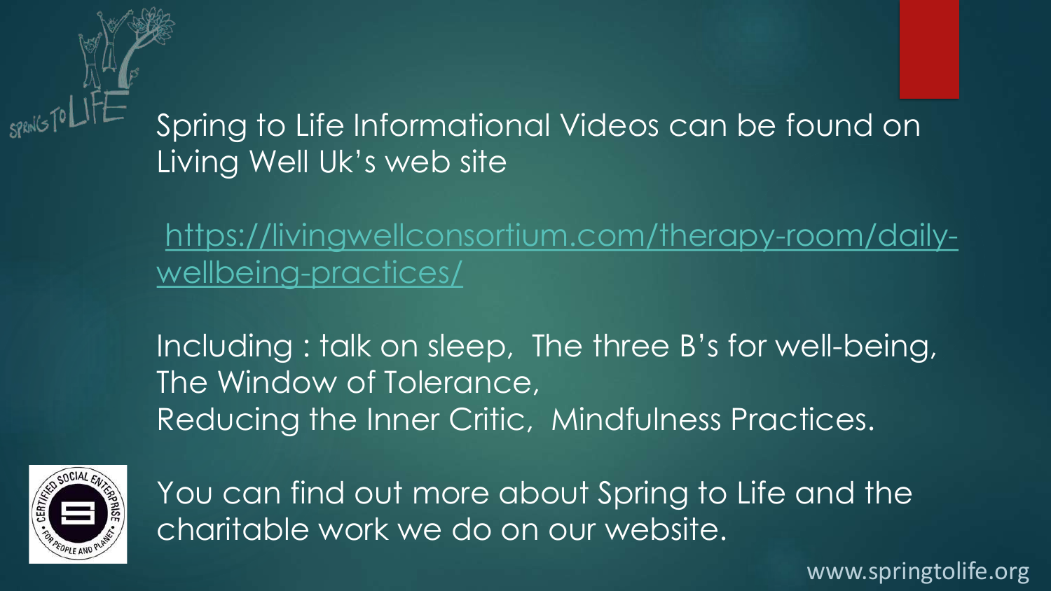Spring to Life Informational Videos can be found on Living Well Uk's web site

https://livingwellconsortium.com/therapy-room/daily-wellbeing-practices/

Including : talk on sleep, The three B's for well-being, The Window of Tolerance,
Reducing the Inner Critic, Mindfulness Practices.

You can find out more about Spring to Life and the charitable work we do on our website.

www.springtolife.org